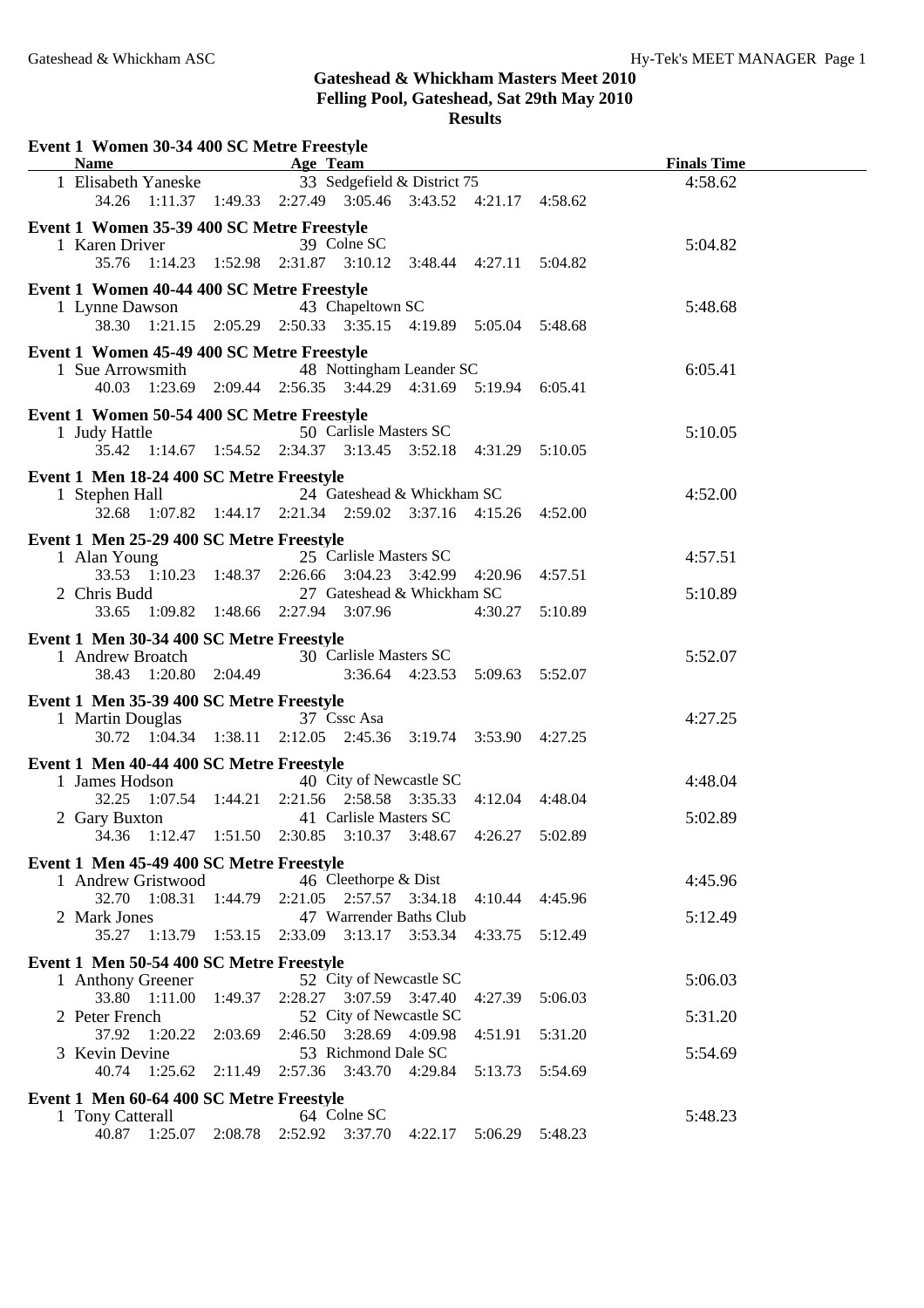# Gateshead & Whickham Masters Meet 2010

**Felling Pool, Gateshead, Sat 29th May 2010**

**Results**

## Event 1 Women 30-34 400 SC Metre Freestyle

| Name | Age | Team | Finals Time |
|---|---|---|---|
| 1 Elisabeth Yaneske | 33 | Sedgefield & District 75 | 4:58.62 |
| 34.26 1:11.37 1:49.33 2:27.49 3:05.46 3:43.52 4:21.17 4:58.62 | | | |

## Event 1 Women 35-39 400 SC Metre Freestyle

| Name | Age | Team | Finals Time |
|---|---|---|---|
| 1 Karen Driver | 39 | Colne SC | 5:04.82 |
| 35.76 1:14.23 1:52.98 2:31.87 3:10.12 3:48.44 4:27.11 5:04.82 | | | |

## Event 1 Women 40-44 400 SC Metre Freestyle

| Name | Age | Team | Finals Time |
|---|---|---|---|
| 1 Lynne Dawson | 43 | Chapeltown SC | 5:48.68 |
| 38.30 1:21.15 2:05.29 2:50.33 3:35.15 4:19.89 5:05.04 5:48.68 | | | |

## Event 1 Women 45-49 400 SC Metre Freestyle

| Name | Age | Team | Finals Time |
|---|---|---|---|
| 1 Sue Arrowsmith | 48 | Nottingham Leander SC | 6:05.41 |
| 40.03 1:23.69 2:09.44 2:56.35 3:44.29 4:31.69 5:19.94 6:05.41 | | | |

## Event 1 Women 50-54 400 SC Metre Freestyle

| Name | Age | Team | Finals Time |
|---|---|---|---|
| 1 Judy Hattle | 50 | Carlisle Masters SC | 5:10.05 |
| 35.42 1:14.67 1:54.52 2:34.37 3:13.45 3:52.18 4:31.29 5:10.05 | | | |

## Event 1 Men 18-24 400 SC Metre Freestyle

| Name | Age | Team | Finals Time |
|---|---|---|---|
| 1 Stephen Hall | 24 | Gateshead & Whickham SC | 4:52.00 |
| 32.68 1:07.82 1:44.17 2:21.34 2:59.02 3:37.16 4:15.26 4:52.00 | | | |

## Event 1 Men 25-29 400 SC Metre Freestyle

| Name | Age | Team | Finals Time |
|---|---|---|---|
| 1 Alan Young | 25 | Carlisle Masters SC | 4:57.51 |
| 33.53 1:10.23 1:48.37 2:26.66 3:04.23 3:42.99 4:20.96 4:57.51 | | | |
| 2 Chris Budd | 27 | Gateshead & Whickham SC | 5:10.89 |
| 33.65 1:09.82 1:48.66 2:27.94 3:07.96 4:30.27 5:10.89 | | | |

## Event 1 Men 30-34 400 SC Metre Freestyle

| Name | Age | Team | Finals Time |
|---|---|---|---|
| 1 Andrew Broatch | 30 | Carlisle Masters SC | 5:52.07 |
| 38.43 1:20.80 2:04.49 3:36.64 4:23.53 5:09.63 5:52.07 | | | |

## Event 1 Men 35-39 400 SC Metre Freestyle

| Name | Age | Team | Finals Time |
|---|---|---|---|
| 1 Martin Douglas | 37 | Cssc Asa | 4:27.25 |
| 30.72 1:04.34 1:38.11 2:12.05 2:45.36 3:19.74 3:53.90 4:27.25 | | | |

## Event 1 Men 40-44 400 SC Metre Freestyle

| Name | Age | Team | Finals Time |
|---|---|---|---|
| 1 James Hodson | 40 | City of Newcastle SC | 4:48.04 |
| 32.25 1:07.54 1:44.21 2:21.56 2:58.58 3:35.33 4:12.04 4:48.04 | | | |
| 2 Gary Buxton | 41 | Carlisle Masters SC | 5:02.89 |
| 34.36 1:12.47 1:51.50 2:30.85 3:10.37 3:48.67 4:26.27 5:02.89 | | | |

## Event 1 Men 45-49 400 SC Metre Freestyle

| Name | Age | Team | Finals Time |
|---|---|---|---|
| 1 Andrew Gristwood | 46 | Cleethorpe & Dist | 4:45.96 |
| 32.70 1:08.31 1:44.79 2:21.05 2:57.57 3:34.18 4:10.44 4:45.96 | | | |
| 2 Mark Jones | 47 | Warrender Baths Club | 5:12.49 |
| 35.27 1:13.79 1:53.15 2:33.09 3:13.17 3:53.34 4:33.75 5:12.49 | | | |

## Event 1 Men 50-54 400 SC Metre Freestyle

| Name | Age | Team | Finals Time |
|---|---|---|---|
| 1 Anthony Greener | 52 | City of Newcastle SC | 5:06.03 |
| 33.80 1:11.00 1:49.37 2:28.27 3:07.59 3:47.40 4:27.39 5:06.03 | | | |
| 2 Peter French | 52 | City of Newcastle SC | 5:31.20 |
| 37.92 1:20.22 2:03.69 2:46.50 3:28.69 4:09.98 4:51.91 5:31.20 | | | |
| 3 Kevin Devine | 53 | Richmond Dale SC | 5:54.69 |
| 40.74 1:25.62 2:11.49 2:57.36 3:43.70 4:29.84 5:13.73 5:54.69 | | | |

## Event 1 Men 60-64 400 SC Metre Freestyle

| Name | Age | Team | Finals Time |
|---|---|---|---|
| 1 Tony Catterall | 64 | Colne SC | 5:48.23 |
| 40.87 1:25.07 2:08.78 2:52.92 3:37.70 4:22.17 5:06.29 5:48.23 | | | |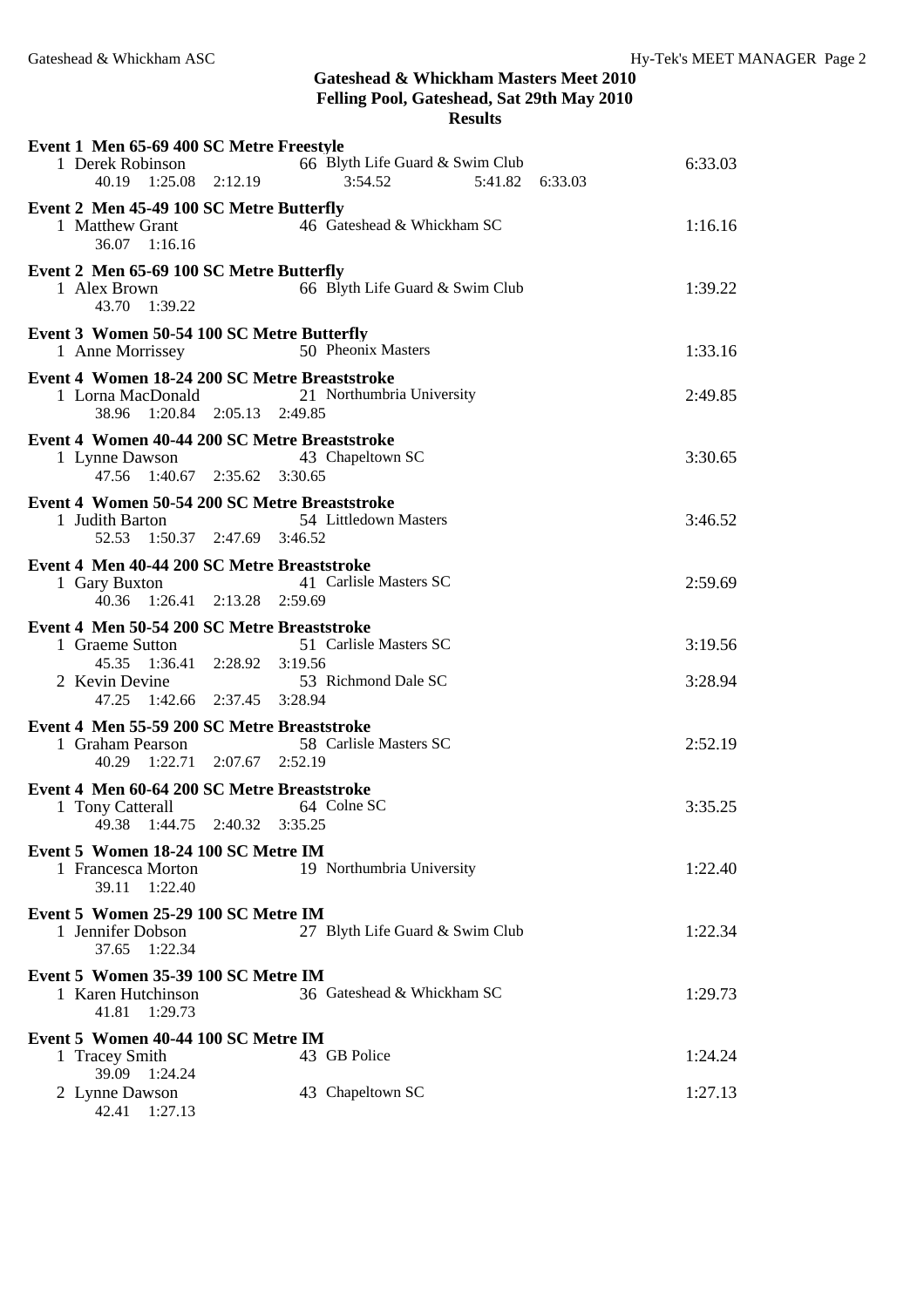# Gateshead & Whickham Masters Meet 2010

**Felling Pool, Gateshead, Sat 29th May 2010**

**Results**

**Event 1 Men 65-69 400 SC Metre Freestyle**

1 Derek Robinson 66 Blyth Life Guard & Swim Club 6:33.03
40.19 1:25.08 2:12.19 3:54.52 5:41.82 6:33.03

**Event 2 Men 45-49 100 SC Metre Butterfly**

1 Matthew Grant 46 Gateshead & Whickham SC 1:16.16
36.07 1:16.16

**Event 2 Men 65-69 100 SC Metre Butterfly**

1 Alex Brown 66 Blyth Life Guard & Swim Club 1:39.22
43.70 1:39.22

**Event 3 Women 50-54 100 SC Metre Butterfly**

1 Anne Morrissey 50 Pheonix Masters 1:33.16

**Event 4 Women 18-24 200 SC Metre Breaststroke**

1 Lorna MacDonald 21 Northumbria University 2:49.85
38.96 1:20.84 2:05.13 2:49.85

**Event 4 Women 40-44 200 SC Metre Breaststroke**

1 Lynne Dawson 43 Chapeltown SC 3:30.65
47.56 1:40.67 2:35.62 3:30.65

**Event 4 Women 50-54 200 SC Metre Breaststroke**

1 Judith Barton 54 Littledown Masters 3:46.52
52.53 1:50.37 2:47.69 3:46.52

**Event 4 Men 40-44 200 SC Metre Breaststroke**

1 Gary Buxton 41 Carlisle Masters SC 2:59.69
40.36 1:26.41 2:13.28 2:59.69

**Event 4 Men 50-54 200 SC Metre Breaststroke**

1 Graeme Sutton 51 Carlisle Masters SC 3:19.56
45.35 1:36.41 2:28.92 3:19.56
2 Kevin Devine 53 Richmond Dale SC 3:28.94
47.25 1:42.66 2:37.45 3:28.94

**Event 4 Men 55-59 200 SC Metre Breaststroke**

1 Graham Pearson 58 Carlisle Masters SC 2:52.19
40.29 1:22.71 2:07.67 2:52.19

**Event 4 Men 60-64 200 SC Metre Breaststroke**

1 Tony Catterall 64 Colne SC 3:35.25
49.38 1:44.75 2:40.32 3:35.25

**Event 5 Women 18-24 100 SC Metre IM**

1 Francesca Morton 19 Northumbria University 1:22.40
39.11 1:22.40

**Event 5 Women 25-29 100 SC Metre IM**

1 Jennifer Dobson 27 Blyth Life Guard & Swim Club 1:22.34
37.65 1:22.34

**Event 5 Women 35-39 100 SC Metre IM**

1 Karen Hutchinson 36 Gateshead & Whickham SC 1:29.73
41.81 1:29.73

**Event 5 Women 40-44 100 SC Metre IM**

1 Tracey Smith 43 GB Police 1:24.24
39.09 1:24.24
2 Lynne Dawson 43 Chapeltown SC 1:27.13
42.41 1:27.13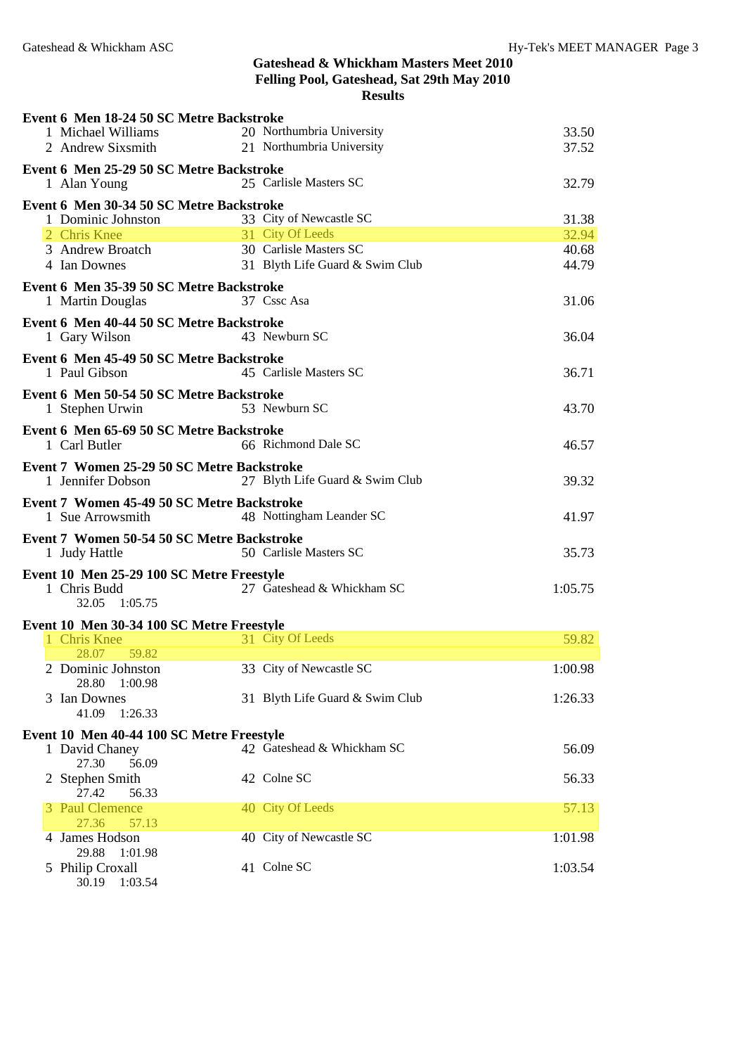## Gateshead & Whickham Masters Meet 2010
## Felling Pool, Gateshead, Sat 29th May 2010
## Results

**Event 6 Men 18-24 50 SC Metre Backstroke**

| | | | | |
|---|---|---|---|---|
| 1 | Michael Williams | 20 | Northumbria University | 33.50 |
| 2 | Andrew Sixsmith | 21 | Northumbria University | 37.52 |

**Event 6 Men 25-29 50 SC Metre Backstroke**

| | | | | |
|---|---|---|---|---|
| 1 | Alan Young | 25 | Carlisle Masters SC | 32.79 |

**Event 6 Men 30-34 50 SC Metre Backstroke**

| | | | | |
|---|---|---|---|---|
| 1 | Dominic Johnston | 33 | City of Newcastle SC | 31.38 |
| 2 | Chris Knee | 31 | City Of Leeds | 32.94 |
| 3 | Andrew Broatch | 30 | Carlisle Masters SC | 40.68 |
| 4 | Ian Downes | 31 | Blyth Life Guard & Swim Club | 44.79 |

**Event 6 Men 35-39 50 SC Metre Backstroke**

| | | | | |
|---|---|---|---|---|
| 1 | Martin Douglas | 37 | Cssc Asa | 31.06 |

**Event 6 Men 40-44 50 SC Metre Backstroke**

| | | | | |
|---|---|---|---|---|
| 1 | Gary Wilson | 43 | Newburn SC | 36.04 |

**Event 6 Men 45-49 50 SC Metre Backstroke**

| | | | | |
|---|---|---|---|---|
| 1 | Paul Gibson | 45 | Carlisle Masters SC | 36.71 |

**Event 6 Men 50-54 50 SC Metre Backstroke**

| | | | | |
|---|---|---|---|---|
| 1 | Stephen Urwin | 53 | Newburn SC | 43.70 |

**Event 6 Men 65-69 50 SC Metre Backstroke**

| | | | | |
|---|---|---|---|---|
| 1 | Carl Butler | 66 | Richmond Dale SC | 46.57 |

**Event 7 Women 25-29 50 SC Metre Backstroke**

| | | | | |
|---|---|---|---|---|
| 1 | Jennifer Dobson | 27 | Blyth Life Guard & Swim Club | 39.32 |

**Event 7 Women 45-49 50 SC Metre Backstroke**

| | | | | |
|---|---|---|---|---|
| 1 | Sue Arrowsmith | 48 | Nottingham Leander SC | 41.97 |

**Event 7 Women 50-54 50 SC Metre Backstroke**

| | | | | |
|---|---|---|---|---|
| 1 | Judy Hattle | 50 | Carlisle Masters SC | 35.73 |

**Event 10 Men 25-29 100 SC Metre Freestyle**

| | | | | |
|---|---|---|---|---|
| 1 | Chris Budd | 27 | Gateshead & Whickham SC | 1:05.75 |
| | 32.05 1:05.75 | | | |

**Event 10 Men 30-34 100 SC Metre Freestyle**

| | | | | |
|---|---|---|---|---|
| 1 | Chris Knee | 31 | City Of Leeds | 59.82 |
| | 28.07 59.82 | | | |
| 2 | Dominic Johnston | 33 | City of Newcastle SC | 1:00.98 |
| | 28.80 1:00.98 | | | |
| 3 | Ian Downes | 31 | Blyth Life Guard & Swim Club | 1:26.33 |
| | 41.09 1:26.33 | | | |

**Event 10 Men 40-44 100 SC Metre Freestyle**

| | | | | |
|---|---|---|---|---|
| 1 | David Chaney | 42 | Gateshead & Whickham SC | 56.09 |
| | 27.30 56.09 | | | |
| 2 | Stephen Smith | 42 | Colne SC | 56.33 |
| | 27.42 56.33 | | | |
| 3 | Paul Clemence | 40 | City Of Leeds | 57.13 |
| | 27.36 57.13 | | | |
| 4 | James Hodson | 40 | City of Newcastle SC | 1:01.98 |
| | 29.88 1:01.98 | | | |
| 5 | Philip Croxall | 41 | Colne SC | 1:03.54 |
| | 30.19 1:03.54 | | | |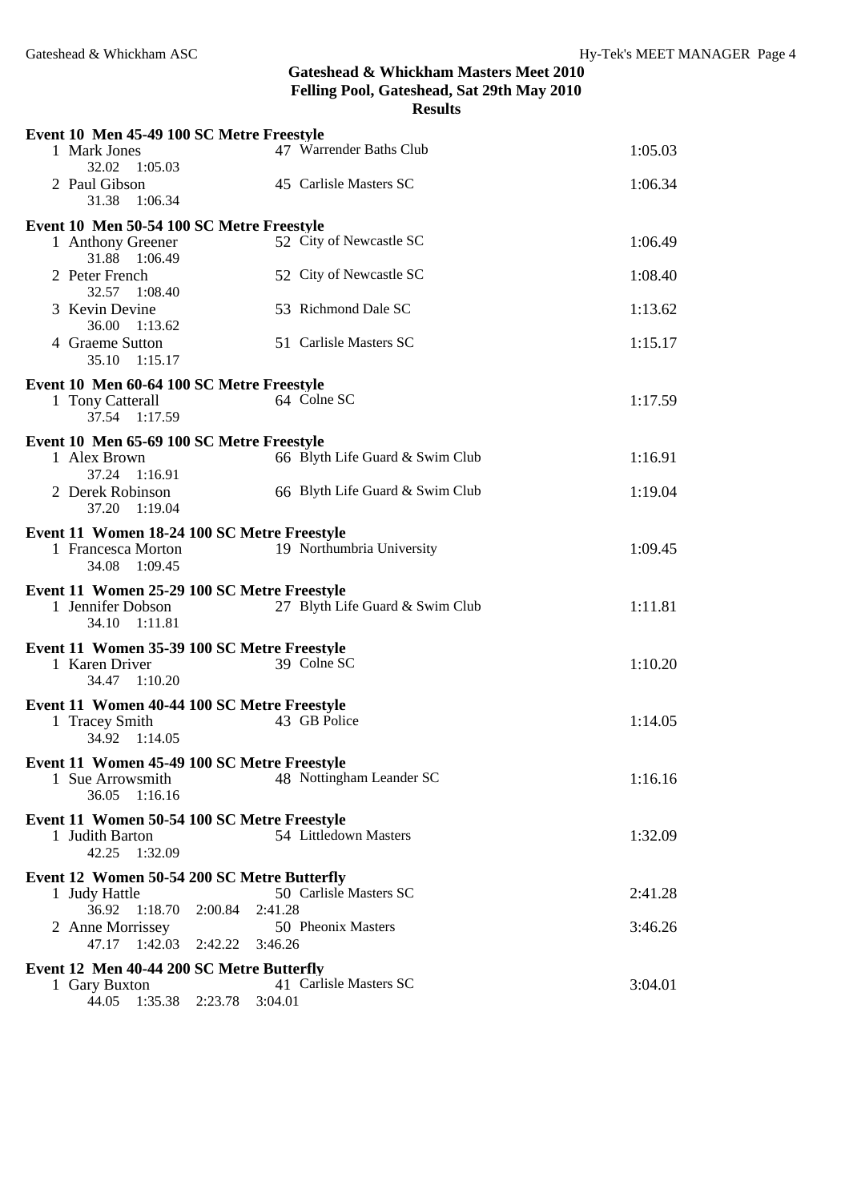**Gateshead & Whickham Masters Meet 2010**
**Felling Pool, Gateshead, Sat 29th May 2010**
**Results**

**Event 10 Men 45-49 100 SC Metre Freestyle**

| | | | |
|---|---|---|---|
| 1 Mark Jones | 47 | Warrender Baths Club | 1:05.03 |
| 32.02 1:05.03 | | | |
| 2 Paul Gibson | 45 | Carlisle Masters SC | 1:06.34 |
| 31.38 1:06.34 | | | |

**Event 10 Men 50-54 100 SC Metre Freestyle**

| | | | |
|---|---|---|---|
| 1 Anthony Greener | 52 | City of Newcastle SC | 1:06.49 |
| 31.88 1:06.49 | | | |
| 2 Peter French | 52 | City of Newcastle SC | 1:08.40 |
| 32.57 1:08.40 | | | |
| 3 Kevin Devine | 53 | Richmond Dale SC | 1:13.62 |
| 36.00 1:13.62 | | | |
| 4 Graeme Sutton | 51 | Carlisle Masters SC | 1:15.17 |
| 35.10 1:15.17 | | | |

**Event 10 Men 60-64 100 SC Metre Freestyle**

| | | | |
|---|---|---|---|
| 1 Tony Catterall | 64 | Colne SC | 1:17.59 |
| 37.54 1:17.59 | | | |

**Event 10 Men 65-69 100 SC Metre Freestyle**

| | | | |
|---|---|---|---|
| 1 Alex Brown | 66 | Blyth Life Guard & Swim Club | 1:16.91 |
| 37.24 1:16.91 | | | |
| 2 Derek Robinson | 66 | Blyth Life Guard & Swim Club | 1:19.04 |
| 37.20 1:19.04 | | | |

**Event 11 Women 18-24 100 SC Metre Freestyle**

| | | | |
|---|---|---|---|
| 1 Francesca Morton | 19 | Northumbria University | 1:09.45 |
| 34.08 1:09.45 | | | |

**Event 11 Women 25-29 100 SC Metre Freestyle**

| | | | |
|---|---|---|---|
| 1 Jennifer Dobson | 27 | Blyth Life Guard & Swim Club | 1:11.81 |
| 34.10 1:11.81 | | | |

**Event 11 Women 35-39 100 SC Metre Freestyle**

| | | | |
|---|---|---|---|
| 1 Karen Driver | 39 | Colne SC | 1:10.20 |
| 34.47 1:10.20 | | | |

**Event 11 Women 40-44 100 SC Metre Freestyle**

| | | | |
|---|---|---|---|
| 1 Tracey Smith | 43 | GB Police | 1:14.05 |
| 34.92 1:14.05 | | | |

**Event 11 Women 45-49 100 SC Metre Freestyle**

| | | | |
|---|---|---|---|
| 1 Sue Arrowsmith | 48 | Nottingham Leander SC | 1:16.16 |
| 36.05 1:16.16 | | | |

**Event 11 Women 50-54 100 SC Metre Freestyle**

| | | | |
|---|---|---|---|
| 1 Judith Barton | 54 | Littledown Masters | 1:32.09 |
| 42.25 1:32.09 | | | |

**Event 12 Women 50-54 200 SC Metre Butterfly**

| | | | |
|---|---|---|---|
| 1 Judy Hattle | 50 | Carlisle Masters SC | 2:41.28 |
| 36.92 1:18.70 2:00.84 2:41.28 | | | |
| 2 Anne Morrissey | 50 | Pheonix Masters | 3:46.26 |
| 47.17 1:42.03 2:42.22 3:46.26 | | | |

**Event 12 Men 40-44 200 SC Metre Butterfly**

| | | | |
|---|---|---|---|
| 1 Gary Buxton | 41 | Carlisle Masters SC | 3:04.01 |
| 44.05 1:35.38 2:23.78 3:04.01 | | | |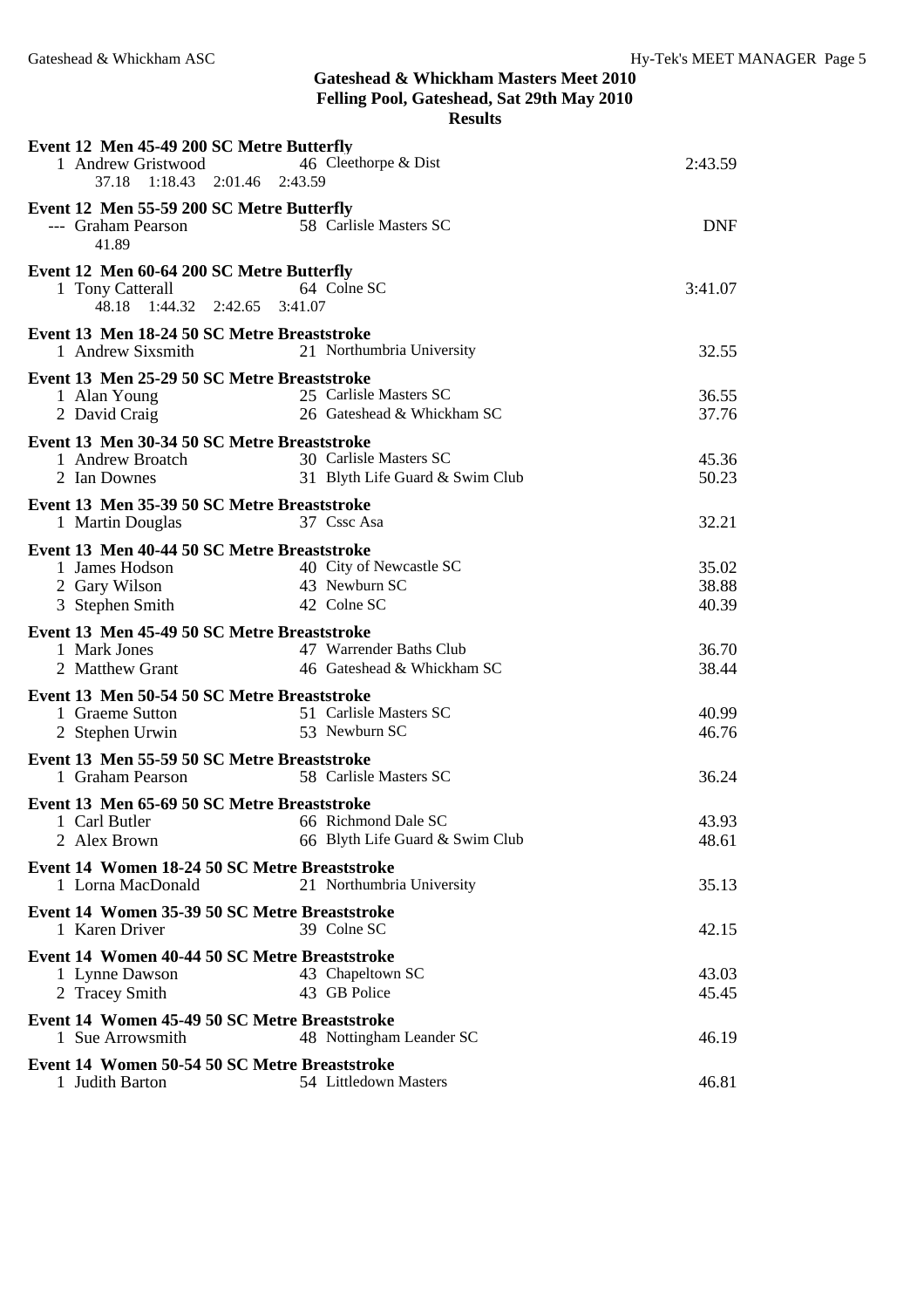**Gateshead & Whickham Masters Meet 2010**
**Felling Pool, Gateshead, Sat 29th May 2010**
**Results**

**Event 12 Men 45-49 200 SC Metre Butterfly**

| | | | | |
|---|---|---|---|---|
| 1 | Andrew Gristwood | 46 | Cleethorpe & Dist | 2:43.59 |
| | 37.18 1:18.43 2:01.46 2:43.59 | | | |

**Event 12 Men 55-59 200 SC Metre Butterfly**

| | | | | |
|---|---|---|---|---|
| --- | Graham Pearson | 58 | Carlisle Masters SC | DNF |
| | 41.89 | | | |

**Event 12 Men 60-64 200 SC Metre Butterfly**

| | | | | |
|---|---|---|---|---|
| 1 | Tony Catterall | 64 | Colne SC | 3:41.07 |
| | 48.18 1:44.32 2:42.65 3:41.07 | | | |

**Event 13 Men 18-24 50 SC Metre Breaststroke**

| | | | | |
|---|---|---|---|---|
| 1 | Andrew Sixsmith | 21 | Northumbria University | 32.55 |

**Event 13 Men 25-29 50 SC Metre Breaststroke**

| | | | | |
|---|---|---|---|---|
| 1 | Alan Young | 25 | Carlisle Masters SC | 36.55 |
| 2 | David Craig | 26 | Gateshead & Whickham SC | 37.76 |

**Event 13 Men 30-34 50 SC Metre Breaststroke**

| | | | | |
|---|---|---|---|---|
| 1 | Andrew Broatch | 30 | Carlisle Masters SC | 45.36 |
| 2 | Ian Downes | 31 | Blyth Life Guard & Swim Club | 50.23 |

**Event 13 Men 35-39 50 SC Metre Breaststroke**

| | | | | |
|---|---|---|---|---|
| 1 | Martin Douglas | 37 | Cssc Asa | 32.21 |

**Event 13 Men 40-44 50 SC Metre Breaststroke**

| | | | | |
|---|---|---|---|---|
| 1 | James Hodson | 40 | City of Newcastle SC | 35.02 |
| 2 | Gary Wilson | 43 | Newburn SC | 38.88 |
| 3 | Stephen Smith | 42 | Colne SC | 40.39 |

**Event 13 Men 45-49 50 SC Metre Breaststroke**

| | | | | |
|---|---|---|---|---|
| 1 | Mark Jones | 47 | Warrender Baths Club | 36.70 |
| 2 | Matthew Grant | 46 | Gateshead & Whickham SC | 38.44 |

**Event 13 Men 50-54 50 SC Metre Breaststroke**

| | | | | |
|---|---|---|---|---|
| 1 | Graeme Sutton | 51 | Carlisle Masters SC | 40.99 |
| 2 | Stephen Urwin | 53 | Newburn SC | 46.76 |

**Event 13 Men 55-59 50 SC Metre Breaststroke**

| | | | | |
|---|---|---|---|---|
| 1 | Graham Pearson | 58 | Carlisle Masters SC | 36.24 |

**Event 13 Men 65-69 50 SC Metre Breaststroke**

| | | | | |
|---|---|---|---|---|
| 1 | Carl Butler | 66 | Richmond Dale SC | 43.93 |
| 2 | Alex Brown | 66 | Blyth Life Guard & Swim Club | 48.61 |

**Event 14 Women 18-24 50 SC Metre Breaststroke**

| | | | | |
|---|---|---|---|---|
| 1 | Lorna MacDonald | 21 | Northumbria University | 35.13 |

**Event 14 Women 35-39 50 SC Metre Breaststroke**

| | | | | |
|---|---|---|---|---|
| 1 | Karen Driver | 39 | Colne SC | 42.15 |

**Event 14 Women 40-44 50 SC Metre Breaststroke**

| | | | | |
|---|---|---|---|---|
| 1 | Lynne Dawson | 43 | Chapeltown SC | 43.03 |
| 2 | Tracey Smith | 43 | GB Police | 45.45 |

**Event 14 Women 45-49 50 SC Metre Breaststroke**

| | | | | |
|---|---|---|---|---|
| 1 | Sue Arrowsmith | 48 | Nottingham Leander SC | 46.19 |

**Event 14 Women 50-54 50 SC Metre Breaststroke**

| | | | | |
|---|---|---|---|---|
| 1 | Judith Barton | 54 | Littledown Masters | 46.81 |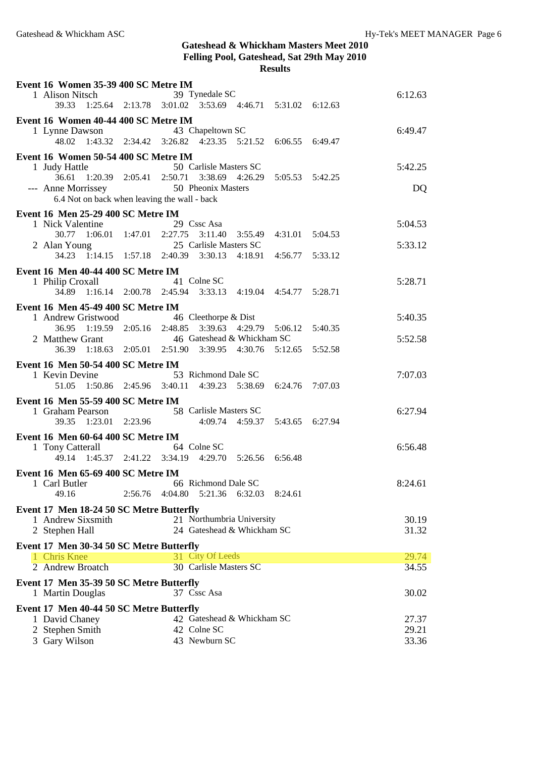## Gateshead & Whickham Masters Meet 2010
## Felling Pool, Gateshead, Sat 29th May 2010
## Results

**Event 16 Women 35-39 400 SC Metre IM**

1 Alison Nitsch 39 Tynedale SC 6:12.63
39.33 1:25.64 2:13.78 3:01.02 3:53.69 4:46.71 5:31.02 6:12.63

**Event 16 Women 40-44 400 SC Metre IM**

1 Lynne Dawson 43 Chapeltown SC 6:49.47
48.02 1:43.32 2:34.42 3:26.82 4:23.35 5:21.52 6:06.55 6:49.47

**Event 16 Women 50-54 400 SC Metre IM**

1 Judy Hattle 50 Carlisle Masters SC 5:42.25
36.61 1:20.39 2:05.41 2:50.71 3:38.69 4:26.29 5:05.53 5:42.25

--- Anne Morrissey 50 Pheonix Masters DQ
6.4 Not on back when leaving the wall - back

**Event 16 Men 25-29 400 SC Metre IM**

1 Nick Valentine 29 Cssc Asa 5:04.53
30.77 1:06.01 1:47.01 2:27.75 3:11.40 3:55.49 4:31.01 5:04.53

2 Alan Young 25 Carlisle Masters SC 5:33.12
34.23 1:14.15 1:57.18 2:40.39 3:30.13 4:18.91 4:56.77 5:33.12

**Event 16 Men 40-44 400 SC Metre IM**

1 Philip Croxall 41 Colne SC 5:28.71
34.89 1:16.14 2:00.78 2:45.94 3:33.13 4:19.04 4:54.77 5:28.71

**Event 16 Men 45-49 400 SC Metre IM**

1 Andrew Gristwood 46 Cleethorpe & Dist 5:40.35
36.95 1:19.59 2:05.16 2:48.85 3:39.63 4:29.79 5:06.12 5:40.35

2 Matthew Grant 46 Gateshead & Whickham SC 5:52.58
36.39 1:18.63 2:05.01 2:51.90 3:39.95 4:30.76 5:12.65 5:52.58

**Event 16 Men 50-54 400 SC Metre IM**

1 Kevin Devine 53 Richmond Dale SC 7:07.03
51.05 1:50.86 2:45.96 3:40.11 4:39.23 5:38.69 6:24.76 7:07.03

**Event 16 Men 55-59 400 SC Metre IM**

1 Graham Pearson 58 Carlisle Masters SC 6:27.94
39.35 1:23.01 2:23.96 4:09.74 4:59.37 5:43.65 6:27.94

**Event 16 Men 60-64 400 SC Metre IM**

1 Tony Catterall 64 Colne SC 6:56.48
49.14 1:45.37 2:41.22 3:34.19 4:29.70 5:26.56 6:56.48

**Event 16 Men 65-69 400 SC Metre IM**

1 Carl Butler 66 Richmond Dale SC 8:24.61
49.16 2:56.76 4:04.80 5:21.36 6:32.03 8:24.61

**Event 17 Men 18-24 50 SC Metre Butterfly**

1 Andrew Sixsmith 21 Northumbria University 30.19
2 Stephen Hall 24 Gateshead & Whickham SC 31.32

**Event 17 Men 30-34 50 SC Metre Butterfly**

1 Chris Knee 31 City Of Leeds 29.74
2 Andrew Broatch 30 Carlisle Masters SC 34.55

**Event 17 Men 35-39 50 SC Metre Butterfly**

1 Martin Douglas 37 Cssc Asa 30.02

**Event 17 Men 40-44 50 SC Metre Butterfly**

1 David Chaney 42 Gateshead & Whickham SC 27.37
2 Stephen Smith 42 Colne SC 29.21
3 Gary Wilson 43 Newburn SC 33.36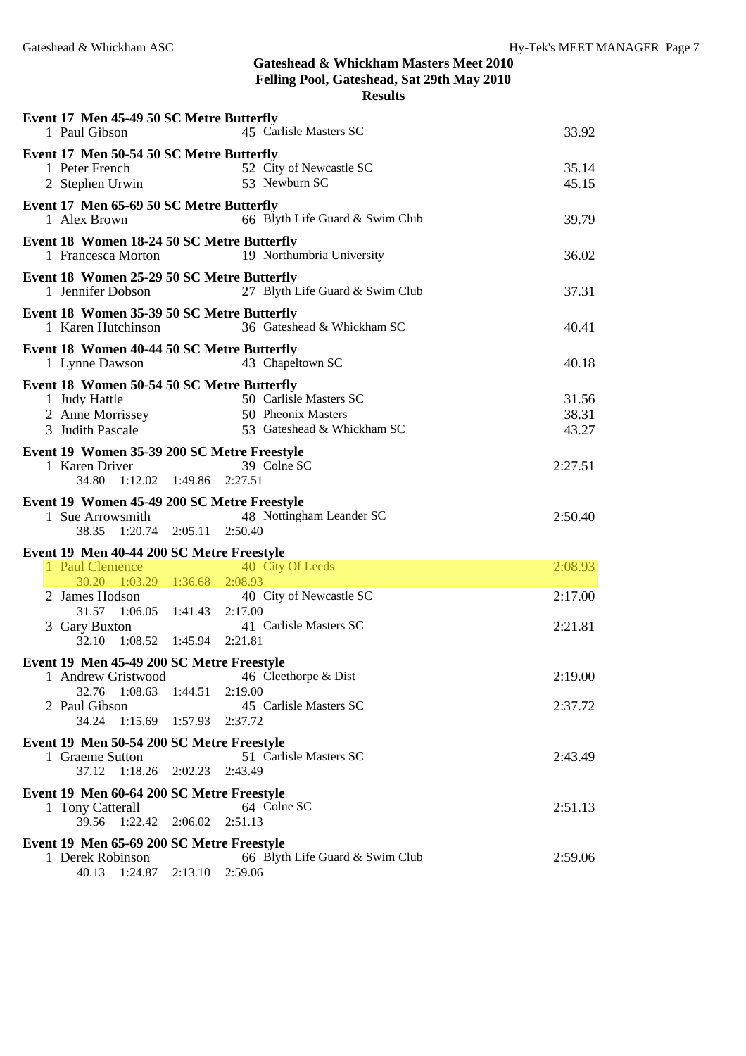**Gateshead & Whickham Masters Meet 2010**
**Felling Pool, Gateshead, Sat 29th May 2010**
**Results**

**Event 17 Men 45-49 50 SC Metre Butterfly**

| | | | | |
|---|---|---|---|---|
| 1 | Paul Gibson | 45 | Carlisle Masters SC | 33.92 |

**Event 17 Men 50-54 50 SC Metre Butterfly**

| | | | | |
|---|---|---|---|---|
| 1 | Peter French | 52 | City of Newcastle SC | 35.14 |
| 2 | Stephen Urwin | 53 | Newburn SC | 45.15 |

**Event 17 Men 65-69 50 SC Metre Butterfly**

| | | | | |
|---|---|---|---|---|
| 1 | Alex Brown | 66 | Blyth Life Guard & Swim Club | 39.79 |

**Event 18 Women 18-24 50 SC Metre Butterfly**

| | | | | |
|---|---|---|---|---|
| 1 | Francesca Morton | 19 | Northumbria University | 36.02 |

**Event 18 Women 25-29 50 SC Metre Butterfly**

| | | | | |
|---|---|---|---|---|
| 1 | Jennifer Dobson | 27 | Blyth Life Guard & Swim Club | 37.31 |

**Event 18 Women 35-39 50 SC Metre Butterfly**

| | | | | |
|---|---|---|---|---|
| 1 | Karen Hutchinson | 36 | Gateshead & Whickham SC | 40.41 |

**Event 18 Women 40-44 50 SC Metre Butterfly**

| | | | | |
|---|---|---|---|---|
| 1 | Lynne Dawson | 43 | Chapeltown SC | 40.18 |

**Event 18 Women 50-54 50 SC Metre Butterfly**

| | | | | |
|---|---|---|---|---|
| 1 | Judy Hattle | 50 | Carlisle Masters SC | 31.56 |
| 2 | Anne Morrissey | 50 | Pheonix Masters | 38.31 |
| 3 | Judith Pascale | 53 | Gateshead & Whickham SC | 43.27 |

**Event 19 Women 35-39 200 SC Metre Freestyle**

| | | | | |
|---|---|---|---|---|
| 1 | Karen Driver | 39 | Colne SC | 2:27.51 |
| | 34.80 1:12.02 1:49.86 2:27.51 | | | |

**Event 19 Women 45-49 200 SC Metre Freestyle**

| | | | | |
|---|---|---|---|---|
| 1 | Sue Arrowsmith | 48 | Nottingham Leander SC | 2:50.40 |
| | 38.35 1:20.74 2:05.11 2:50.40 | | | |

**Event 19 Men 40-44 200 SC Metre Freestyle**

| | | | | |
|---|---|---|---|---|
| 1 | Paul Clemence | 40 | City Of Leeds | 2:08.93 |
| | 30.20 1:03.29 1:36.68 2:08.93 | | | |
| 2 | James Hodson | 40 | City of Newcastle SC | 2:17.00 |
| | 31.57 1:06.05 1:41.43 2:17.00 | | | |
| 3 | Gary Buxton | 41 | Carlisle Masters SC | 2:21.81 |
| | 32.10 1:08.52 1:45.94 2:21.81 | | | |

**Event 19 Men 45-49 200 SC Metre Freestyle**

| | | | | |
|---|---|---|---|---|
| 1 | Andrew Gristwood | 46 | Cleethorpe & Dist | 2:19.00 |
| | 32.76 1:08.63 1:44.51 2:19.00 | | | |
| 2 | Paul Gibson | 45 | Carlisle Masters SC | 2:37.72 |
| | 34.24 1:15.69 1:57.93 2:37.72 | | | |

**Event 19 Men 50-54 200 SC Metre Freestyle**

| | | | | |
|---|---|---|---|---|
| 1 | Graeme Sutton | 51 | Carlisle Masters SC | 2:43.49 |
| | 37.12 1:18.26 2:02.23 2:43.49 | | | |

**Event 19 Men 60-64 200 SC Metre Freestyle**

| | | | | |
|---|---|---|---|---|
| 1 | Tony Catterall | 64 | Colne SC | 2:51.13 |
| | 39.56 1:22.42 2:06.02 2:51.13 | | | |

**Event 19 Men 65-69 200 SC Metre Freestyle**

| | | | | |
|---|---|---|---|---|
| 1 | Derek Robinson | 66 | Blyth Life Guard & Swim Club | 2:59.06 |
| | 40.13 1:24.87 2:13.10 2:59.06 | | | |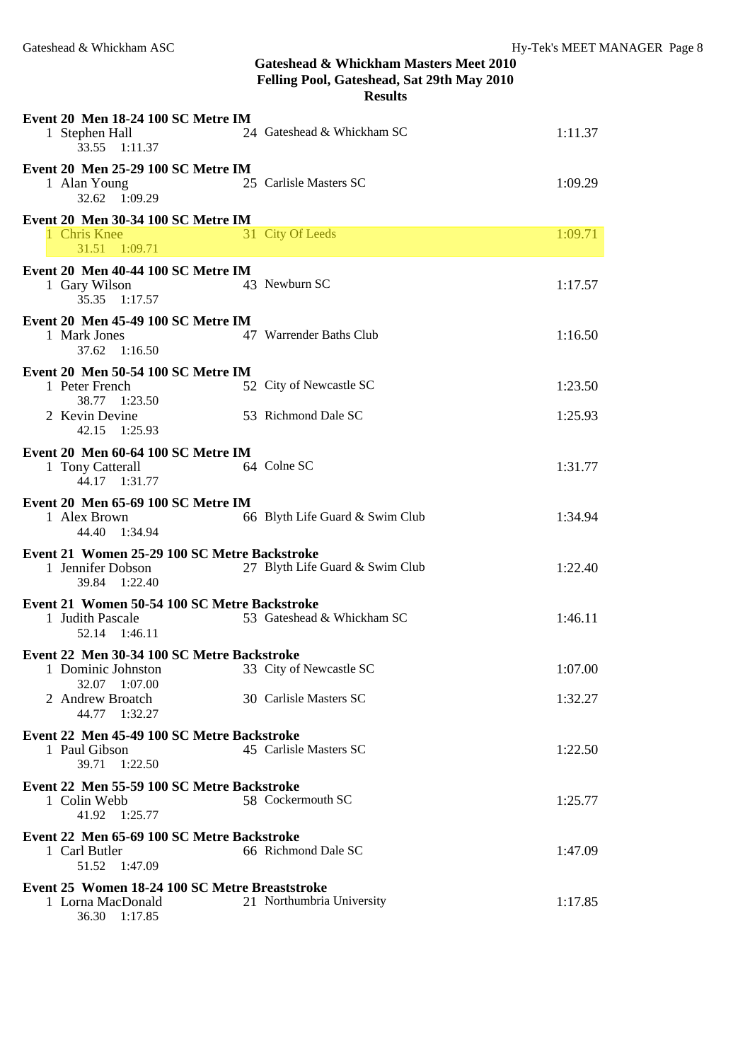## Gateshead & Whickham Masters Meet 2010
## Felling Pool, Gateshead, Sat 29th May 2010
## Results

**Event 20 Men 18-24 100 SC Metre IM**

1 Stephen Hall 24 Gateshead & Whickham SC 1:11.37
33.55 1:11.37

**Event 20 Men 25-29 100 SC Metre IM**

1 Alan Young 25 Carlisle Masters SC 1:09.29
32.62 1:09.29

**Event 20 Men 30-34 100 SC Metre IM**

1 Chris Knee 31 City Of Leeds 1:09.71
31.51 1:09.71

**Event 20 Men 40-44 100 SC Metre IM**

1 Gary Wilson 43 Newburn SC 1:17.57
35.35 1:17.57

**Event 20 Men 45-49 100 SC Metre IM**

1 Mark Jones 47 Warrender Baths Club 1:16.50
37.62 1:16.50

**Event 20 Men 50-54 100 SC Metre IM**

1 Peter French 52 City of Newcastle SC 1:23.50
38.77 1:23.50

2 Kevin Devine 53 Richmond Dale SC 1:25.93
42.15 1:25.93

**Event 20 Men 60-64 100 SC Metre IM**

1 Tony Catterall 64 Colne SC 1:31.77
44.17 1:31.77

**Event 20 Men 65-69 100 SC Metre IM**

1 Alex Brown 66 Blyth Life Guard & Swim Club 1:34.94
44.40 1:34.94

**Event 21 Women 25-29 100 SC Metre Backstroke**

1 Jennifer Dobson 27 Blyth Life Guard & Swim Club 1:22.40
39.84 1:22.40

**Event 21 Women 50-54 100 SC Metre Backstroke**

1 Judith Pascale 53 Gateshead & Whickham SC 1:46.11
52.14 1:46.11

**Event 22 Men 30-34 100 SC Metre Backstroke**

1 Dominic Johnston 33 City of Newcastle SC 1:07.00
32.07 1:07.00

2 Andrew Broatch 30 Carlisle Masters SC 1:32.27
44.77 1:32.27

**Event 22 Men 45-49 100 SC Metre Backstroke**

1 Paul Gibson 45 Carlisle Masters SC 1:22.50
39.71 1:22.50

**Event 22 Men 55-59 100 SC Metre Backstroke**

1 Colin Webb 58 Cockermouth SC 1:25.77
41.92 1:25.77

**Event 22 Men 65-69 100 SC Metre Backstroke**

1 Carl Butler 66 Richmond Dale SC 1:47.09
51.52 1:47.09

**Event 25 Women 18-24 100 SC Metre Breaststroke**

1 Lorna MacDonald 21 Northumbria University 1:17.85
36.30 1:17.85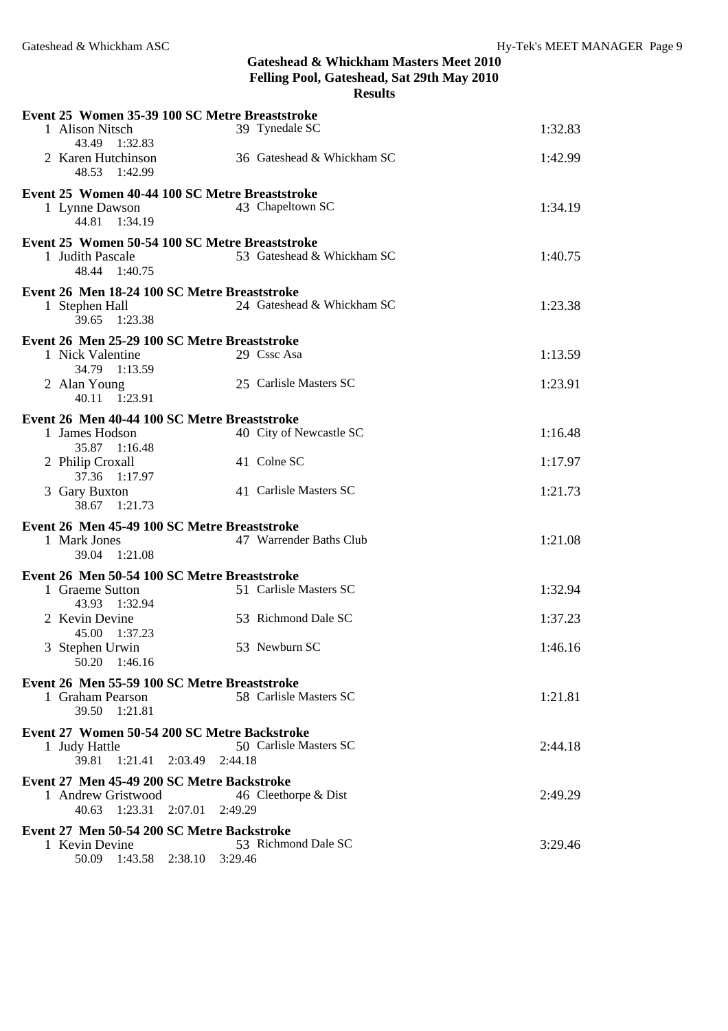**Gateshead & Whickham Masters Meet 2010**
**Felling Pool, Gateshead, Sat 29th May 2010**
**Results**

**Event 25 Women 35-39 100 SC Metre Breaststroke**

1 Alison Nitsch 39 Tynedale SC 1:32.83
43.49 1:32.83

2 Karen Hutchinson 36 Gateshead & Whickham SC 1:42.99
48.53 1:42.99

**Event 25 Women 40-44 100 SC Metre Breaststroke**

1 Lynne Dawson 43 Chapeltown SC 1:34.19
44.81 1:34.19

**Event 25 Women 50-54 100 SC Metre Breaststroke**

1 Judith Pascale 53 Gateshead & Whickham SC 1:40.75
48.44 1:40.75

**Event 26 Men 18-24 100 SC Metre Breaststroke**

1 Stephen Hall 24 Gateshead & Whickham SC 1:23.38
39.65 1:23.38

**Event 26 Men 25-29 100 SC Metre Breaststroke**

1 Nick Valentine 29 Cssc Asa 1:13.59
34.79 1:13.59

2 Alan Young 25 Carlisle Masters SC 1:23.91
40.11 1:23.91

**Event 26 Men 40-44 100 SC Metre Breaststroke**

1 James Hodson 40 City of Newcastle SC 1:16.48
35.87 1:16.48

2 Philip Croxall 41 Colne SC 1:17.97
37.36 1:17.97

3 Gary Buxton 41 Carlisle Masters SC 1:21.73
38.67 1:21.73

**Event 26 Men 45-49 100 SC Metre Breaststroke**

1 Mark Jones 47 Warrender Baths Club 1:21.08
39.04 1:21.08

**Event 26 Men 50-54 100 SC Metre Breaststroke**

1 Graeme Sutton 51 Carlisle Masters SC 1:32.94
43.93 1:32.94

2 Kevin Devine 53 Richmond Dale SC 1:37.23
45.00 1:37.23

3 Stephen Urwin 53 Newburn SC 1:46.16
50.20 1:46.16

**Event 26 Men 55-59 100 SC Metre Breaststroke**

1 Graham Pearson 58 Carlisle Masters SC 1:21.81
39.50 1:21.81

**Event 27 Women 50-54 200 SC Metre Backstroke**

1 Judy Hattle 50 Carlisle Masters SC 2:44.18
39.81 1:21.41 2:03.49 2:44.18

**Event 27 Men 45-49 200 SC Metre Backstroke**

1 Andrew Gristwood 46 Cleethorpe & Dist 2:49.29
40.63 1:23.31 2:07.01 2:49.29

**Event 27 Men 50-54 200 SC Metre Backstroke**

1 Kevin Devine 53 Richmond Dale SC 3:29.46
50.09 1:43.58 2:38.10 3:29.46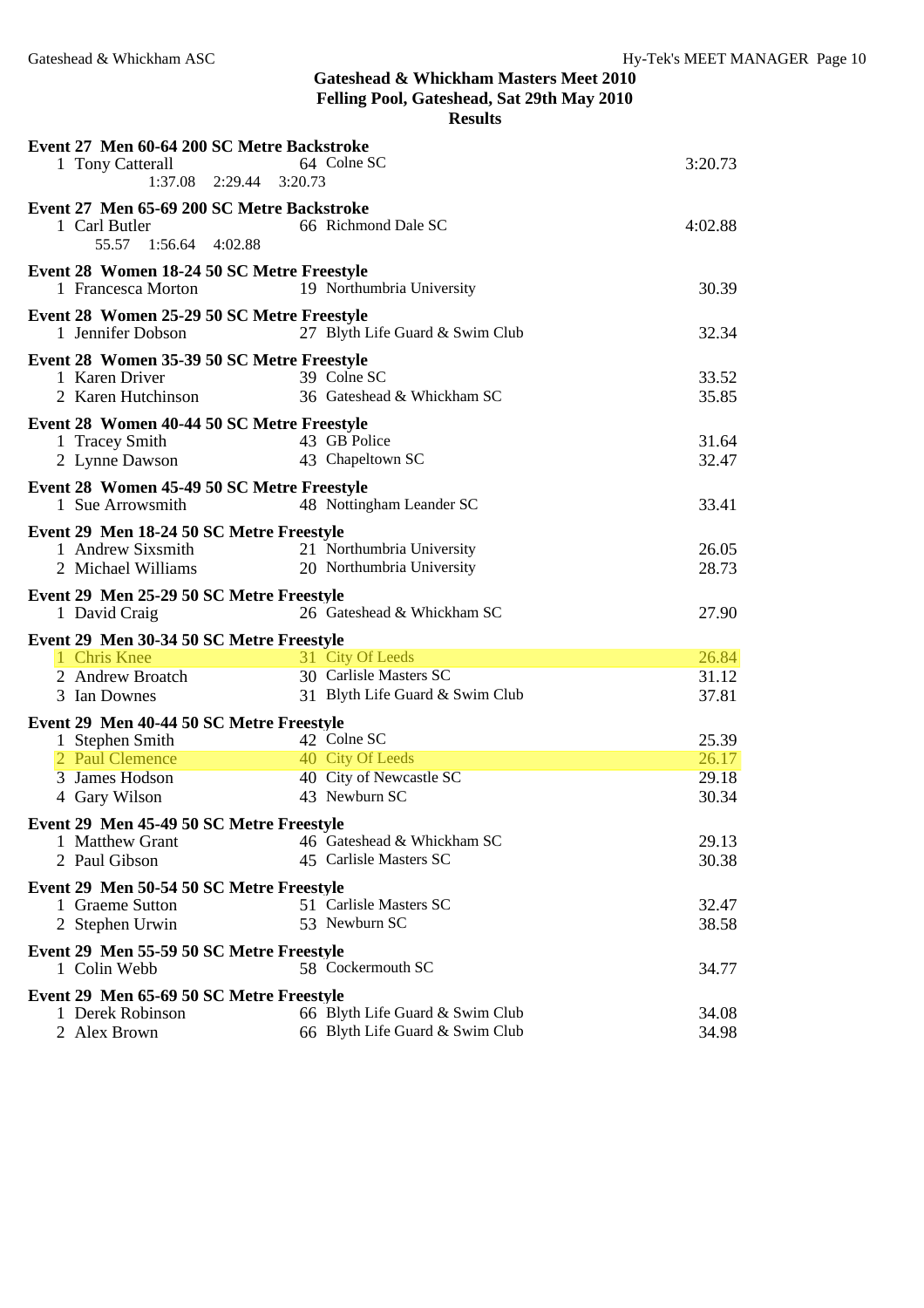**Gateshead & Whickham Masters Meet 2010**
**Felling Pool, Gateshead, Sat 29th May 2010**
**Results**

**Event 27 Men 60-64 200 SC Metre Backstroke**

| | | | | |
|---|---|---|---|---|
| 1 | Tony Catterall | 64 | Colne SC | 3:20.73 |
| | 1:37.08 2:29.44 3:20.73 | | | |

**Event 27 Men 65-69 200 SC Metre Backstroke**

| | | | | |
|---|---|---|---|---|
| 1 | Carl Butler | 66 | Richmond Dale SC | 4:02.88 |
| | 55.57 1:56.64 4:02.88 | | | |

**Event 28 Women 18-24 50 SC Metre Freestyle**

| | | | | |
|---|---|---|---|---|
| 1 | Francesca Morton | 19 | Northumbria University | 30.39 |

**Event 28 Women 25-29 50 SC Metre Freestyle**

| | | | | |
|---|---|---|---|---|
| 1 | Jennifer Dobson | 27 | Blyth Life Guard & Swim Club | 32.34 |

**Event 28 Women 35-39 50 SC Metre Freestyle**

| | | | | |
|---|---|---|---|---|
| 1 | Karen Driver | 39 | Colne SC | 33.52 |
| 2 | Karen Hutchinson | 36 | Gateshead & Whickham SC | 35.85 |

**Event 28 Women 40-44 50 SC Metre Freestyle**

| | | | | |
|---|---|---|---|---|
| 1 | Tracey Smith | 43 | GB Police | 31.64 |
| 2 | Lynne Dawson | 43 | Chapeltown SC | 32.47 |

**Event 28 Women 45-49 50 SC Metre Freestyle**

| | | | | |
|---|---|---|---|---|
| 1 | Sue Arrowsmith | 48 | Nottingham Leander SC | 33.41 |

**Event 29 Men 18-24 50 SC Metre Freestyle**

| | | | | |
|---|---|---|---|---|
| 1 | Andrew Sixsmith | 21 | Northumbria University | 26.05 |
| 2 | Michael Williams | 20 | Northumbria University | 28.73 |

**Event 29 Men 25-29 50 SC Metre Freestyle**

| | | | | |
|---|---|---|---|---|
| 1 | David Craig | 26 | Gateshead & Whickham SC | 27.90 |

**Event 29 Men 30-34 50 SC Metre Freestyle**

| | | | | |
|---|---|---|---|---|
| 1 | Chris Knee | 31 | City Of Leeds | 26.84 |
| 2 | Andrew Broatch | 30 | Carlisle Masters SC | 31.12 |
| 3 | Ian Downes | 31 | Blyth Life Guard & Swim Club | 37.81 |

**Event 29 Men 40-44 50 SC Metre Freestyle**

| | | | | |
|---|---|---|---|---|
| 1 | Stephen Smith | 42 | Colne SC | 25.39 |
| 2 | Paul Clemence | 40 | City Of Leeds | 26.17 |
| 3 | James Hodson | 40 | City of Newcastle SC | 29.18 |
| 4 | Gary Wilson | 43 | Newburn SC | 30.34 |

**Event 29 Men 45-49 50 SC Metre Freestyle**

| | | | | |
|---|---|---|---|---|
| 1 | Matthew Grant | 46 | Gateshead & Whickham SC | 29.13 |
| 2 | Paul Gibson | 45 | Carlisle Masters SC | 30.38 |

**Event 29 Men 50-54 50 SC Metre Freestyle**

| | | | | |
|---|---|---|---|---|
| 1 | Graeme Sutton | 51 | Carlisle Masters SC | 32.47 |
| 2 | Stephen Urwin | 53 | Newburn SC | 38.58 |

**Event 29 Men 55-59 50 SC Metre Freestyle**

| | | | | |
|---|---|---|---|---|
| 1 | Colin Webb | 58 | Cockermouth SC | 34.77 |

**Event 29 Men 65-69 50 SC Metre Freestyle**

| | | | | |
|---|---|---|---|---|
| 1 | Derek Robinson | 66 | Blyth Life Guard & Swim Club | 34.08 |
| 2 | Alex Brown | 66 | Blyth Life Guard & Swim Club | 34.98 |